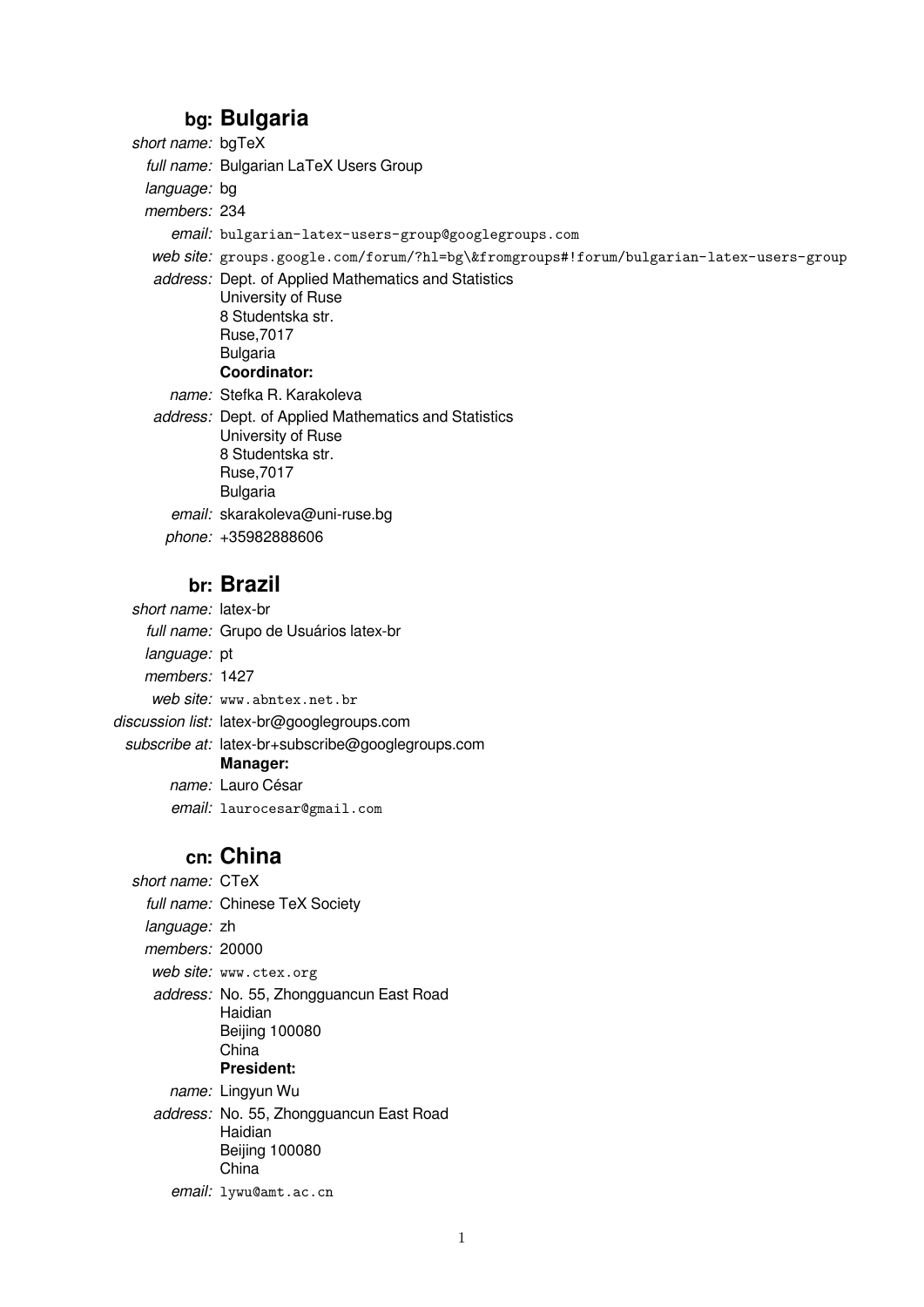## bg: Bulgaria

*short name:* bgTeX

*full name:* Bulgarian LaTeX Users Group

*language:* bg

*members:* 234

*email:* `bulgarian-latex-users-group@googlegroups.com`

*web site:* `groups.google.com/forum/?hl=bg\&fromgroups#!forum/bulgarian-latex-users-group`

*address:* Dept. of Applied Mathematics and Statistics
University of Ruse
8 Studentska str.
Ruse,7017
Bulgaria

**Coordinator:**

*name:* Stefka R. Karakoleva

*address:* Dept. of Applied Mathematics and Statistics
University of Ruse
8 Studentska str.
Ruse,7017
Bulgaria

*email:* skarakoleva@uni-ruse.bg

*phone:* +35982888606

## br: Brazil

*short name:* latex-br

*full name:* Grupo de Usuários latex-br

*language:* pt

*members:* 1427

*web site:* `www.abntex.net.br`

*discussion list:* latex-br@googlegroups.com

*subscribe at:* latex-br+subscribe@googlegroups.com

**Manager:**

*name:* Lauro César

*email:* `laurocesar@gmail.com`

## cn: China

*short name:* CTeX

*full name:* Chinese TeX Society

*language:* zh

*members:* 20000

*web site:* `www.ctex.org`

*address:* No. 55, Zhongguancun East Road
Haidian
Beijing 100080
China

**President:**

*name:* Lingyun Wu

*address:* No. 55, Zhongguancun East Road
Haidian
Beijing 100080
China

*email:* `lywu@amt.ac.cn`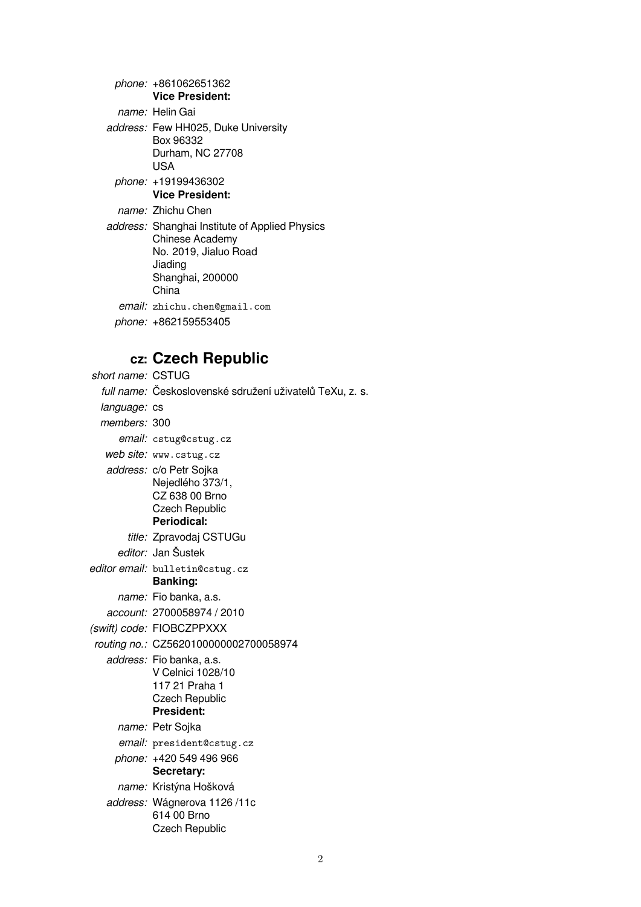*phone:* +861062651362

**Vice President:**

*name:* Helin Gai

*address:* Few HH025, Duke University
Box 96332
Durham, NC 27708
USA

*phone:* +19199436302

**Vice President:**

*name:* Zhichu Chen

*address:* Shanghai Institute of Applied Physics
Chinese Academy
No. 2019, Jialuo Road
Jiading
Shanghai, 200000
China

*email:* zhichu.chen@gmail.com

*phone:* +862159553405

## cz: Czech Republic

*short name:* CSTUG

*full name:* Československé sdružení uživatelů TeXu, z. s.

*language:* cs

*members:* 300

*email:* cstug@cstug.cz

*web site:* www.cstug.cz

*address:* c/o Petr Sojka
Nejedlého 373/1,
CZ 638 00 Brno
Czech Republic

**Periodical:**

*title:* Zpravodaj CSTUGu

*editor:* Jan Šustek

*editor email:* bulletin@cstug.cz

**Banking:**

*name:* Fio banka, a.s.

*account:* 2700058974 / 2010

*(swift) code:* FIOBCZPPXXX

*routing no.:* CZ5620100000002700058974

*address:* Fio banka, a.s.
V Celnici 1028/10
117 21 Praha 1
Czech Republic

**President:**

*name:* Petr Sojka

*email:* president@cstug.cz

*phone:* +420 549 496 966

**Secretary:**

*name:* Kristýna Hošková

*address:* Wágnerova 1126 /11c
614 00 Brno
Czech Republic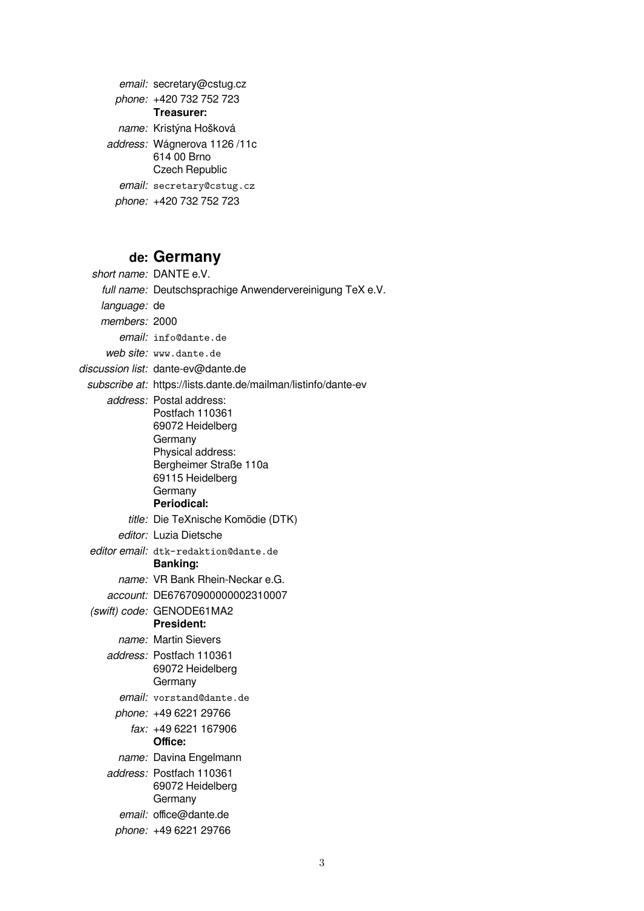*email:* secretary@cstug.cz
*phone:* +420 732 752 723

**Treasurer:**

*name:* Kristýna Hošková
*address:* Wágnerova 1126 /11c
614 00 Brno
Czech Republic
*email:* secretary@cstug.cz
*phone:* +420 732 752 723

## de: Germany

*short name:* DANTE e.V.
*full name:* Deutschsprachige Anwendervereinigung TeX e.V.
*language:* de
*members:* 2000
*email:* info@dante.de
*web site:* www.dante.de
*discussion list:* dante-ev@dante.de
*subscribe at:* https://lists.dante.de/mailman/listinfo/dante-ev
*address:* Postal address:
Postfach 110361
69072 Heidelberg
Germany
Physical address:
Bergheimer Straße 110a
69115 Heidelberg
Germany

**Periodical:**

*title:* Die TeXnische Komödie (DTK)
*editor:* Luzia Dietsche
*editor email:* dtk-redaktion@dante.de

**Banking:**

*name:* VR Bank Rhein-Neckar e.G.
*account:* DE67670900000002310007
*(swift) code:* GENODE61MA2

**President:**

*name:* Martin Sievers
*address:* Postfach 110361
69072 Heidelberg
Germany
*email:* vorstand@dante.de
*phone:* +49 6221 29766
*fax:* +49 6221 167906

**Office:**

*name:* Davina Engelmann
*address:* Postfach 110361
69072 Heidelberg
Germany
*email:* office@dante.de
*phone:* +49 6221 29766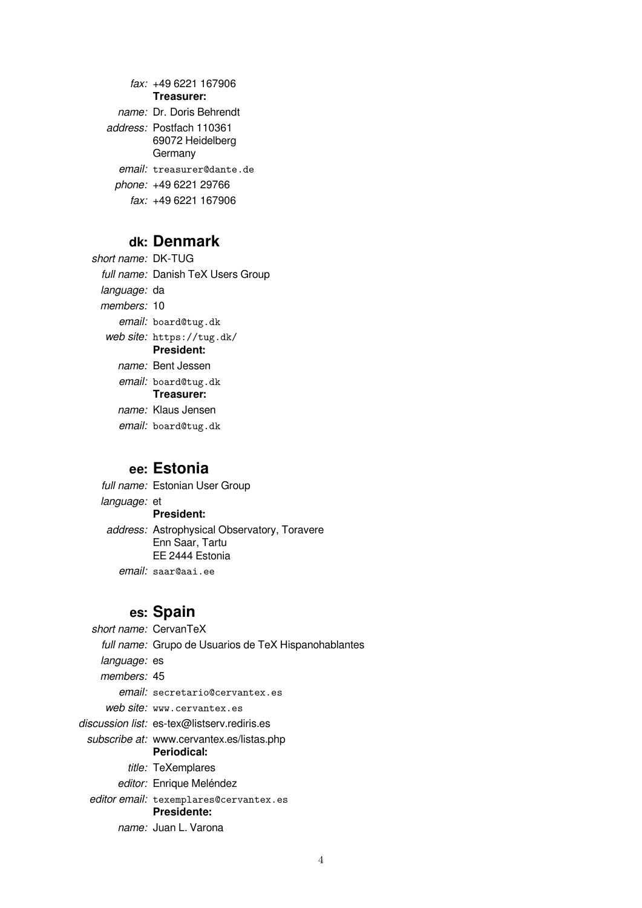*fax:* +49 6221 167906

**Treasurer:**

*name:* Dr. Doris Behrendt

*address:* Postfach 110361
69072 Heidelberg
Germany

*email:* `treasurer@dante.de`

*phone:* +49 6221 29766

*fax:* +49 6221 167906

## dk: Denmark

*short name:* DK-TUG

*full name:* Danish TeX Users Group

*language:* da

*members:* 10

*email:* `board@tug.dk`

*web site:* `https://tug.dk/`

**President:**

*name:* Bent Jessen

*email:* `board@tug.dk`

**Treasurer:**

*name:* Klaus Jensen

*email:* `board@tug.dk`

## ee: Estonia

*full name:* Estonian User Group

*language:* et

**President:**

*address:* Astrophysical Observatory, Toravere
Enn Saar, Tartu
EE 2444 Estonia

*email:* `saar@aai.ee`

## es: Spain

*short name:* CervanTeX

*full name:* Grupo de Usuarios de TeX Hispanohablantes

*language:* es

*members:* 45

*email:* `secretario@cervantex.es`

*web site:* `www.cervantex.es`

*discussion list:* es-tex@listserv.rediris.es

*subscribe at:* www.cervantex.es/listas.php

**Periodical:**

*title:* TeXemplares

*editor:* Enrique Meléndez

*editor email:* `texemplares@cervantex.es`

**Presidente:**

*name:* Juan L. Varona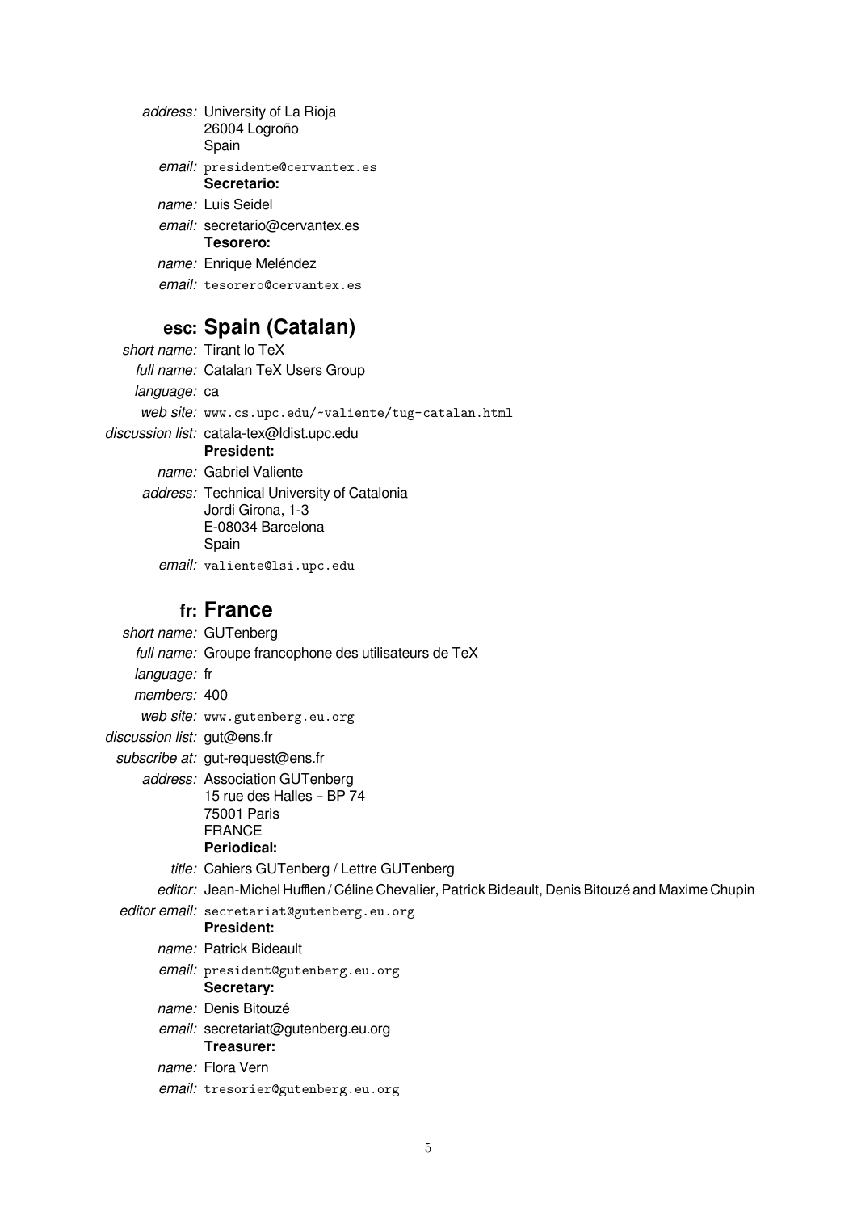*address:* University of La Rioja
26004 Logroño
Spain

*email:* presidente@cervantex.es

**Secretario:**

*name:* Luis Seidel

*email:* secretario@cervantex.es

**Tesorero:**

*name:* Enrique Meléndez

*email:* tesorero@cervantex.es

## esc: Spain (Catalan)

*short name:* Tirant lo TeX

*full name:* Catalan TeX Users Group

*language:* ca

*web site:* www.cs.upc.edu/~valiente/tug-catalan.html

*discussion list:* catala-tex@ldist.upc.edu

**President:**

*name:* Gabriel Valiente

*address:* Technical University of Catalonia
Jordi Girona, 1-3
E-08034 Barcelona
Spain

*email:* valiente@lsi.upc.edu

## fr: France

*short name:* GUTenberg

*full name:* Groupe francophone des utilisateurs de TeX

*language:* fr

*members:* 400

*web site:* www.gutenberg.eu.org

*discussion list:* gut@ens.fr

*subscribe at:* gut-request@ens.fr

*address:* Association GUTenberg
15 rue des Halles – BP 74
75001 Paris
FRANCE

**Periodical:**

*title:* Cahiers GUTenberg / Lettre GUTenberg

*editor:* Jean-Michel Hufflen / Céline Chevalier, Patrick Bideault, Denis Bitouzé and Maxime Chupin

*editor email:* secretariat@gutenberg.eu.org

**President:**

*name:* Patrick Bideault

*email:* president@gutenberg.eu.org

**Secretary:**

*name:* Denis Bitouzé

*email:* secretariat@gutenberg.eu.org

**Treasurer:**

*name:* Flora Vern

*email:* tresorier@gutenberg.eu.org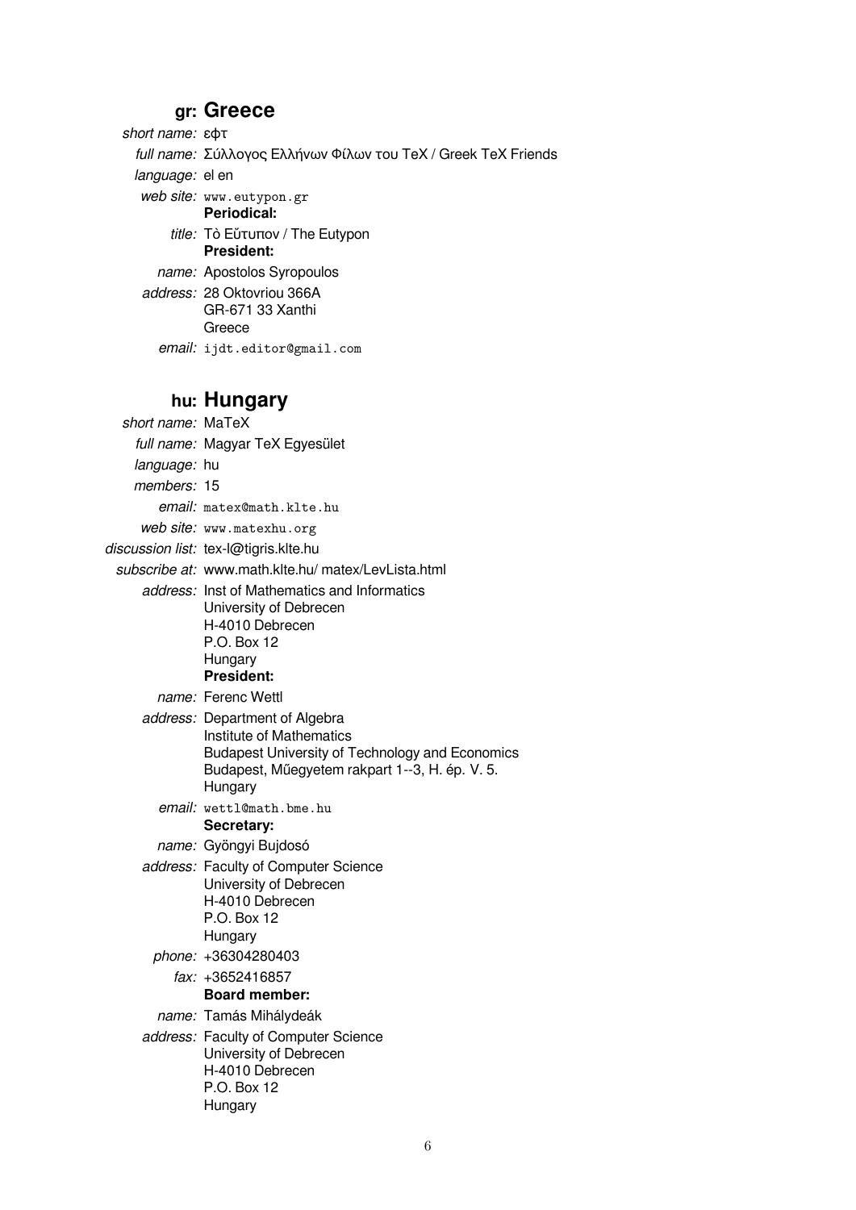## gr: Greece

*short name:* εφτ

*full name:* Σύλλογος Ελλήνων Φίλων του TeX / Greek TeX Friends

*language:* el en

*web site:* `www.eutypon.gr`

**Periodical:**

*title:* Τὸ Εὔτυπον / The Eutypon

**President:**

*name:* Apostolos Syropoulos

*address:* 28 Oktovriou 366A
GR-671 33 Xanthi
Greece

*email:* `ijdt.editor@gmail.com`

## hu: Hungary

*short name:* MaTeX

*full name:* Magyar TeX Egyesület

*language:* hu

*members:* 15

*email:* `matex@math.klte.hu`

*web site:* `www.matexhu.org`

*discussion list:* tex-l@tigris.klte.hu

*subscribe at:* www.math.klte.hu/ matex/LevLista.html

*address:* Inst of Mathematics and Informatics
University of Debrecen
H-4010 Debrecen
P.O. Box 12
Hungary

**President:**

*name:* Ferenc Wettl

*address:* Department of Algebra
Institute of Mathematics
Budapest University of Technology and Economics
Budapest, Műegyetem rakpart 1--3, H. ép. V. 5.
Hungary

*email:* `wettl@math.bme.hu`

**Secretary:**

*name:* Gyöngyi Bujdosó

*address:* Faculty of Computer Science
University of Debrecen
H-4010 Debrecen
P.O. Box 12
Hungary

*phone:* +36304280403

*fax:* +3652416857

**Board member:**

*name:* Tamás Mihálydeák

*address:* Faculty of Computer Science
University of Debrecen
H-4010 Debrecen
P.O. Box 12
Hungary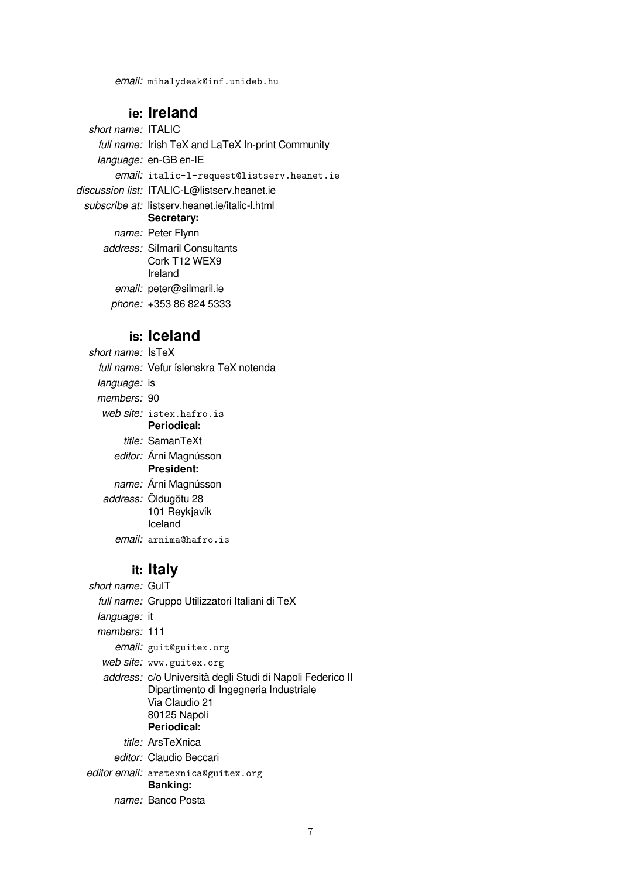*email:* mihalydeak@inf.unideb.hu

## ie: Ireland

*short name:* ITALIC
*full name:* Irish TeX and LaTeX In-print Community
*language:* en-GB en-IE
*email:* italic-l-request@listserv.heanet.ie
*discussion list:* ITALIC-L@listserv.heanet.ie
*subscribe at:* listserv.heanet.ie/italic-l.html

**Secretary:**

*name:* Peter Flynn
*address:* Silmaril Consultants
Cork T12 WEX9
Ireland
*email:* peter@silmaril.ie
*phone:* +353 86 824 5333

## is: Iceland

*short name:* ÍsTeX
*full name:* Vefur íslenskra TeX notenda
*language:* is
*members:* 90
*web site:* istex.hafro.is

**Periodical:**

*title:* SamanTeXt
*editor:* Árni Magnússon

**President:**

*name:* Árni Magnússon
*address:* Öldugötu 28
101 Reykjavík
Iceland
*email:* arnima@hafro.is

## it: Italy

*short name:* GuIT
*full name:* Gruppo Utilizzatori Italiani di TeX
*language:* it
*members:* 111
*email:* guit@guitex.org
*web site:* www.guitex.org
*address:* c/o Università degli Studi di Napoli Federico II
Dipartimento di Ingegneria Industriale
Via Claudio 21
80125 Napoli

**Periodical:**

*title:* ArsTeXnica
*editor:* Claudio Beccari
*editor email:* arstexnica@guitex.org

**Banking:**

*name:* Banco Posta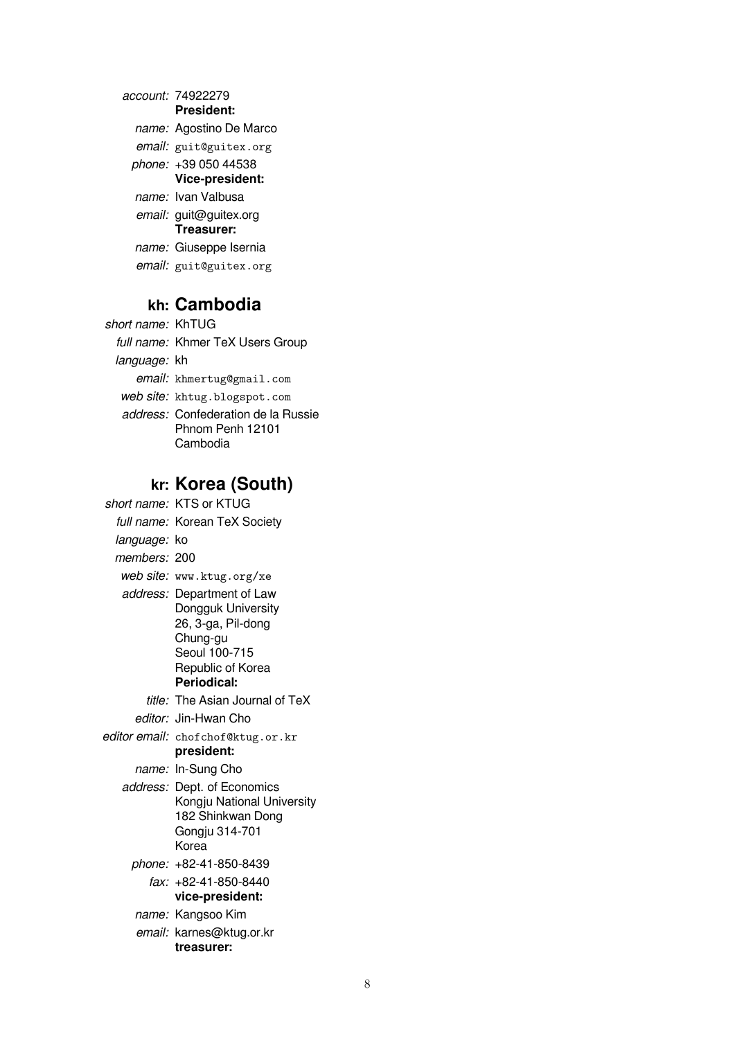*account:* 74922279

**President:**

*name:* Agostino De Marco

*email:* guit@guitex.org

*phone:* +39 050 44538

**Vice-president:**

*name:* Ivan Valbusa

*email:* guit@guitex.org

**Treasurer:**

*name:* Giuseppe Isernia

*email:* guit@guitex.org

## kh: Cambodia

*short name:* KhTUG

*full name:* Khmer TeX Users Group

*language:* kh

*email:* khmertug@gmail.com

*web site:* khtug.blogspot.com

*address:* Confederation de la Russie
Phnom Penh 12101
Cambodia

## kr: Korea (South)

*short name:* KTS or KTUG

*full name:* Korean TeX Society

*language:* ko

*members:* 200

*web site:* www.ktug.org/xe

*address:* Department of Law
Dongguk University
26, 3-ga, Pil-dong
Chung-gu
Seoul 100-715
Republic of Korea

**Periodical:**

*title:* The Asian Journal of TeX

*editor:* Jin-Hwan Cho

*editor email:* chofchof@ktug.or.kr

**president:**

*name:* In-Sung Cho

*address:* Dept. of Economics
Kongju National University
182 Shinkwan Dong
Gongju 314-701
Korea

*phone:* +82-41-850-8439

*fax:* +82-41-850-8440

**vice-president:**

*name:* Kangsoo Kim

*email:* karnes@ktug.or.kr

**treasurer:**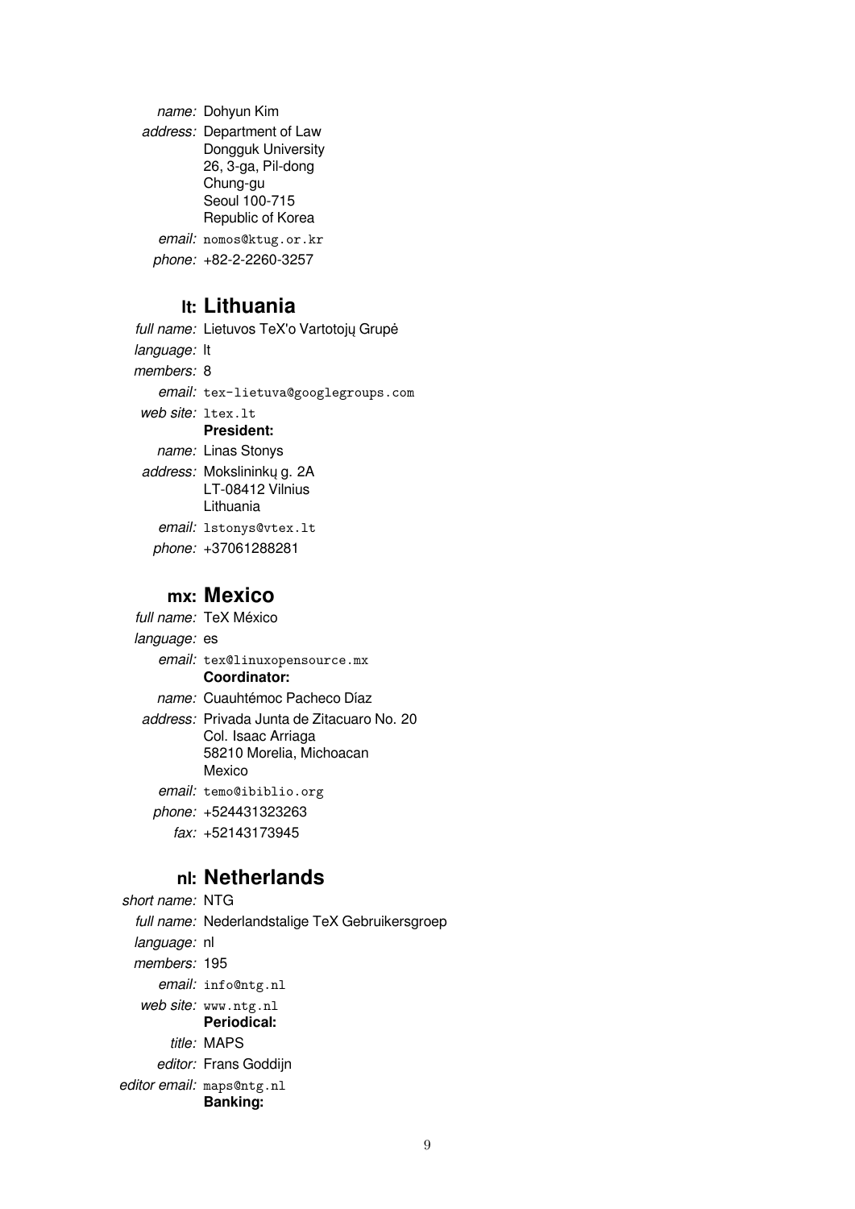*name:* Dohyun Kim
*address:* Department of Law
Dongguk University
26, 3-ga, Pil-dong
Chung-gu
Seoul 100-715
Republic of Korea
*email:* `nomos@ktug.or.kr`
*phone:* +82-2-2260-3257

## lt: Lithuania

*full name:* Lietuvos TeX'o Vartotojų Grupė
*language:* lt
*members:* 8
*email:* `tex-lietuva@googlegroups.com`
*web site:* `ltex.lt`

**President:**

*name:* Linas Stonys
*address:* Mokslininkų g. 2A
LT-08412 Vilnius
Lithuania
*email:* `lstonys@vtex.lt`
*phone:* +37061288281

## mx: Mexico

*full name:* TeX México
*language:* es
*email:* `tex@linuxopensource.mx`

**Coordinator:**

*name:* Cuauhtémoc Pacheco Díaz
*address:* Privada Junta de Zitacuaro No. 20
Col. Isaac Arriaga
58210 Morelia, Michoacan
Mexico
*email:* `temo@ibiblio.org`
*phone:* +524431323263
*fax:* +52143173945

## nl: Netherlands

*short name:* NTG
*full name:* Nederlandstalige TeX Gebruikersgroep
*language:* nl
*members:* 195
*email:* `info@ntg.nl`
*web site:* `www.ntg.nl`

**Periodical:**

*title:* MAPS
*editor:* Frans Goddijn
*editor email:* `maps@ntg.nl`

**Banking:**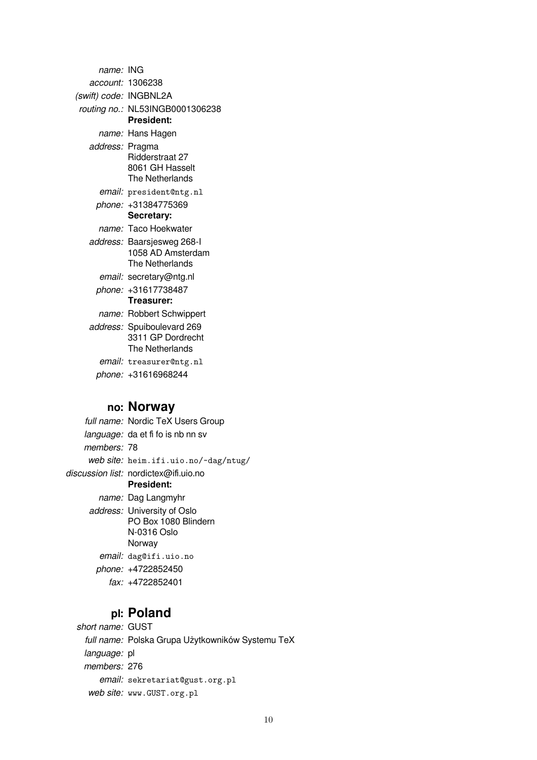*name:* ING
*account:* 1306238
*(swift) code:* INGBNL2A
*routing no.:* NL53INGB0001306238

**President:**

*name:* Hans Hagen
*address:* Pragma
Ridderstraat 27
8061 GH Hasselt
The Netherlands
*email:* `president@ntg.nl`
*phone:* +31384775369

**Secretary:**

*name:* Taco Hoekwater
*address:* Baarsjesweg 268-I
1058 AD Amsterdam
The Netherlands
*email:* secretary@ntg.nl
*phone:* +31617738487

**Treasurer:**

*name:* Robbert Schwippert
*address:* Spuiboulevard 269
3311 GP Dordrecht
The Netherlands
*email:* `treasurer@ntg.nl`
*phone:* +31616968244

## no: Norway

*full name:* Nordic TeX Users Group
*language:* da et fi fo is nb nn sv
*members:* 78
*web site:* `heim.ifi.uio.no/~dag/ntug/`
*discussion list:* nordictex@ifi.uio.no

**President:**

*name:* Dag Langmyhr
*address:* University of Oslo
PO Box 1080 Blindern
N-0316 Oslo
Norway
*email:* `dag@ifi.uio.no`
*phone:* +4722852450
*fax:* +4722852401

## pl: Poland

*short name:* GUST
*full name:* Polska Grupa Użytkowników Systemu TeX
*language:* pl
*members:* 276
*email:* `sekretariat@gust.org.pl`
*web site:* `www.GUST.org.pl`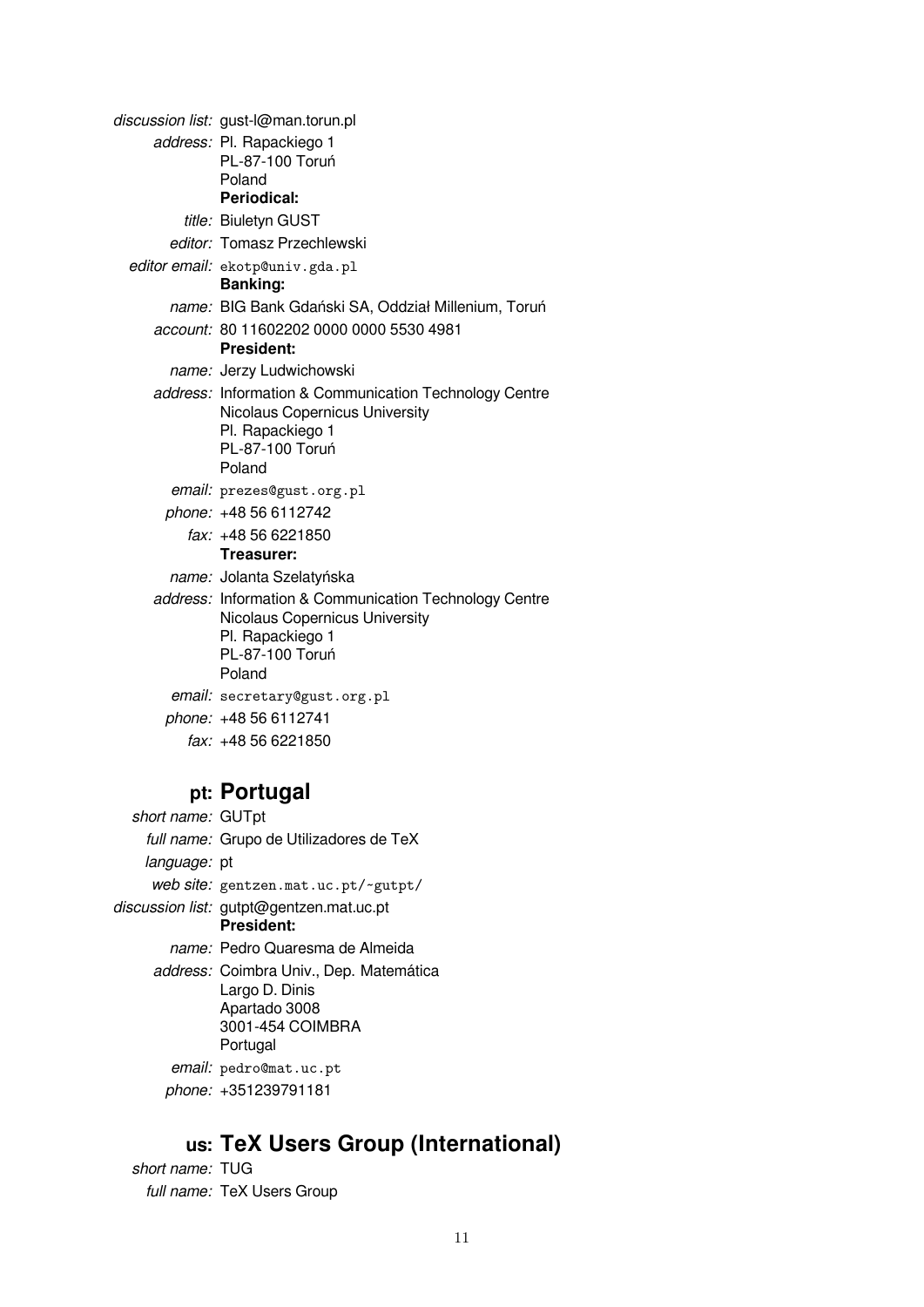*discussion list:* gust-l@man.torun.pl

*address:* Pl. Rapackiego 1
PL-87-100 Toruń
Poland

**Periodical:**

*title:* Biuletyn GUST

*editor:* Tomasz Przechlewski

*editor email:* `ekotp@univ.gda.pl`

**Banking:**

*name:* BIG Bank Gdański SA, Oddział Millenium, Toruń

*account:* 80 11602202 0000 0000 5530 4981

**President:**

*name:* Jerzy Ludwichowski

*address:* Information & Communication Technology Centre
Nicolaus Copernicus University
Pl. Rapackiego 1
PL-87-100 Toruń
Poland

*email:* `prezes@gust.org.pl`

*phone:* +48 56 6112742

*fax:* +48 56 6221850

**Treasurer:**

*name:* Jolanta Szelatyńska

*address:* Information & Communication Technology Centre
Nicolaus Copernicus University
Pl. Rapackiego 1
PL-87-100 Toruń
Poland

*email:* `secretary@gust.org.pl`

*phone:* +48 56 6112741

*fax:* +48 56 6221850

## pt: Portugal

*short name:* GUTpt

*full name:* Grupo de Utilizadores de TeX

*language:* pt

*web site:* `gentzen.mat.uc.pt/~gutpt/`

*discussion list:* gutpt@gentzen.mat.uc.pt

**President:**

*name:* Pedro Quaresma de Almeida

*address:* Coimbra Univ., Dep. Matemática
Largo D. Dinis
Apartado 3008
3001-454 COIMBRA
Portugal

*email:* `pedro@mat.uc.pt`

*phone:* +351239791181

## us: TeX Users Group (International)

*short name:* TUG

*full name:* TeX Users Group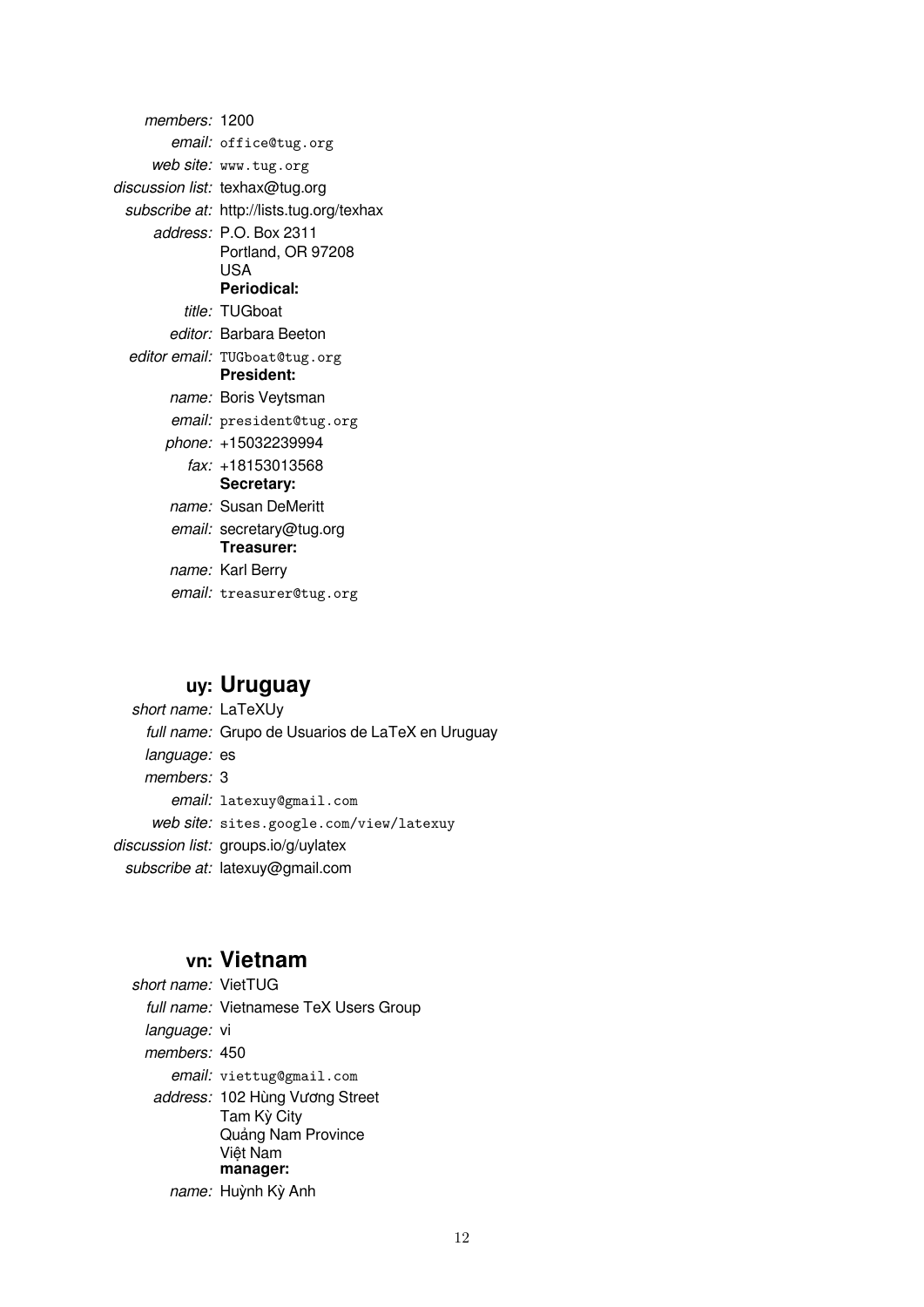*members:* 1200

*email:* office@tug.org

*web site:* www.tug.org

*discussion list:* texhax@tug.org

*subscribe at:* http://lists.tug.org/texhax

*address:* P.O. Box 2311
Portland, OR 97208
USA

**Periodical:**

*title:* TUGboat

*editor:* Barbara Beeton

*editor email:* TUGboat@tug.org

**President:**

*name:* Boris Veytsman

*email:* president@tug.org

*phone:* +15032239994

*fax:* +18153013568

**Secretary:**

*name:* Susan DeMeritt

*email:* secretary@tug.org

**Treasurer:**

*name:* Karl Berry

*email:* treasurer@tug.org

## uy: Uruguay

*short name:* LaTeXUy

*full name:* Grupo de Usuarios de LaTeX en Uruguay

*language:* es

*members:* 3

*email:* latexuy@gmail.com

*web site:* sites.google.com/view/latexuy

*discussion list:* groups.io/g/uylatex

*subscribe at:* latexuy@gmail.com

## vn: Vietnam

*short name:* VietTUG

*full name:* Vietnamese TeX Users Group

*language:* vi

*members:* 450

*email:* viettug@gmail.com

*address:* 102 Hùng Vương Street
Tam Kỳ City
Quảng Nam Province
Việt Nam

**manager:**

*name:* Huỳnh Kỳ Anh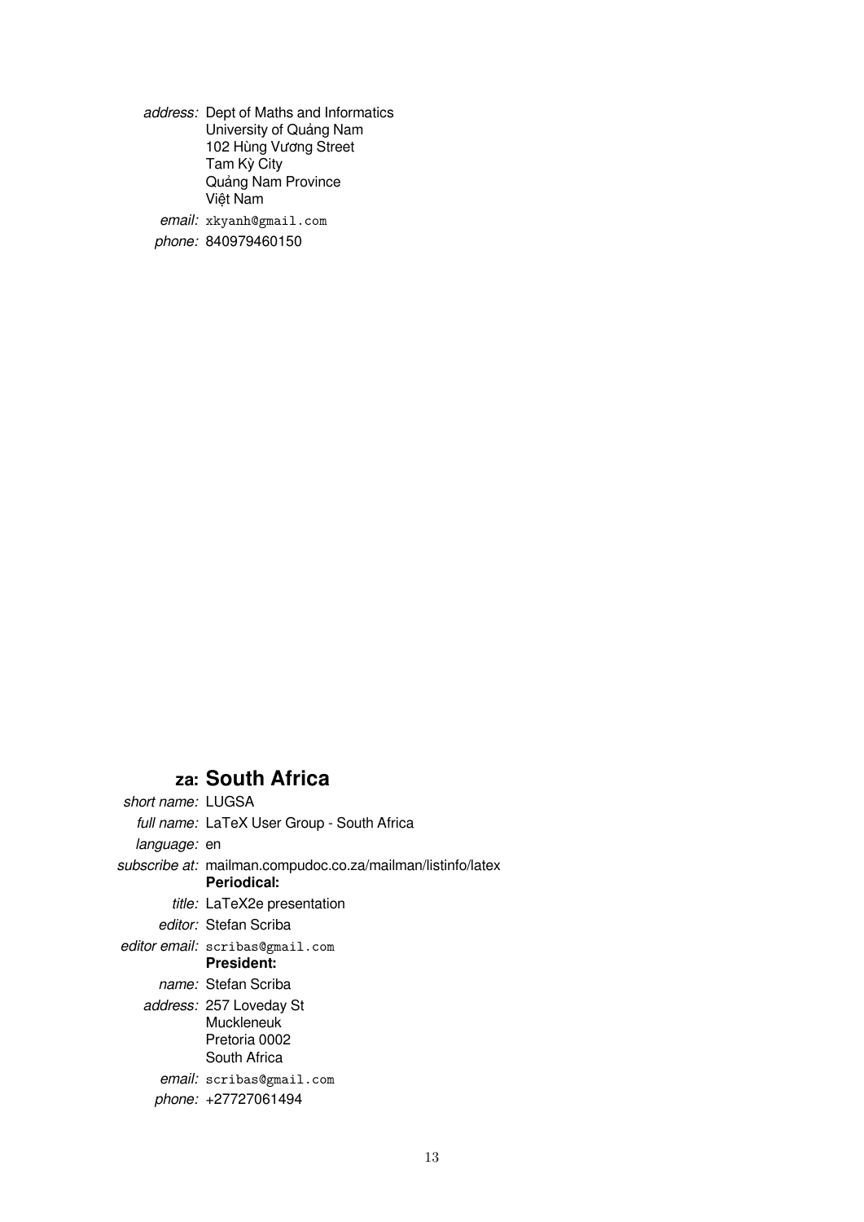*address:* Dept of Maths and Informatics
University of Quảng Nam
102 Hùng Vương Street
Tam Kỳ City
Quảng Nam Province
Việt Nam

*email:* xkyanh@gmail.com

*phone:* 840979460150

## za: South Africa

*short name:* LUGSA

*full name:* LaTeX User Group - South Africa

*language:* en

*subscribe at:* mailman.compudoc.co.za/mailman/listinfo/latex

**Periodical:**

*title:* LaTeX2e presentation

*editor:* Stefan Scriba

*editor email:* scribas@gmail.com

**President:**

*name:* Stefan Scriba

*address:* 257 Loveday St
Muckleneuk
Pretoria 0002
South Africa

*email:* scribas@gmail.com

*phone:* +27727061494